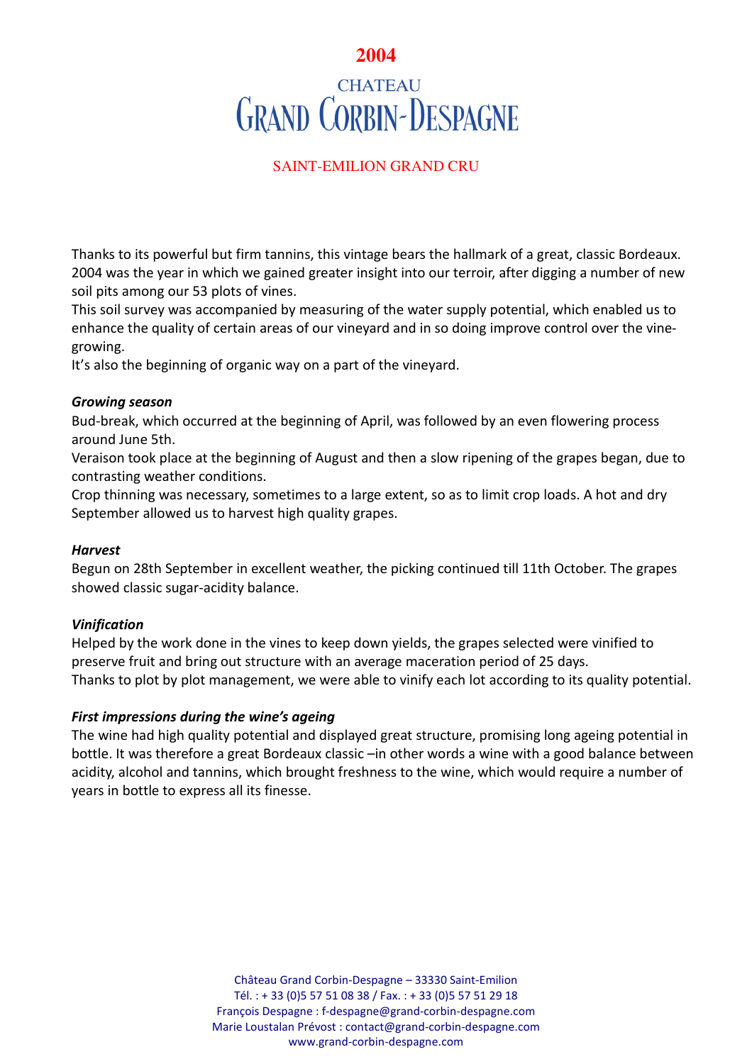# 2004

## CHATEAU GRAND CORBIN-DESPAGNE

SAINT-EMILION GRAND CRU

Thanks to its powerful but firm tannins, this vintage bears the hallmark of a great, classic Bordeaux. 2004 was the year in which we gained greater insight into our terroir, after digging a number of new soil pits among our 53 plots of vines.

This soil survey was accompanied by measuring of the water supply potential, which enabled us to enhance the quality of certain areas of our vineyard and in so doing improve control over the vine-growing.

It's also the beginning of organic way on a part of the vineyard.

***Growing season***

Bud-break, which occurred at the beginning of April, was followed by an even flowering process around June 5th.

Veraison took place at the beginning of August and then a slow ripening of the grapes began, due to contrasting weather conditions.

Crop thinning was necessary, sometimes to a large extent, so as to limit crop loads. A hot and dry September allowed us to harvest high quality grapes.

***Harvest***

Begun on 28th September in excellent weather, the picking continued till 11th October. The grapes showed classic sugar-acidity balance.

***Vinification***

Helped by the work done in the vines to keep down yields, the grapes selected were vinified to preserve fruit and bring out structure with an average maceration period of 25 days.

Thanks to plot by plot management, we were able to vinify each lot according to its quality potential.

***First impressions during the wine's ageing***

The wine had high quality potential and displayed great structure, promising long ageing potential in bottle. It was therefore a great Bordeaux classic –in other words a wine with a good balance between acidity, alcohol and tannins, which brought freshness to the wine, which would require a number of years in bottle to express all its finesse.

Château Grand Corbin-Despagne – 33330 Saint-Emilion
Tél. : + 33 (0)5 57 51 08 38 / Fax. : + 33 (0)5 57 51 29 18
François Despagne : f-despagne@grand-corbin-despagne.com
Marie Loustalan Prévost : contact@grand-corbin-despagne.com
www.grand-corbin-despagne.com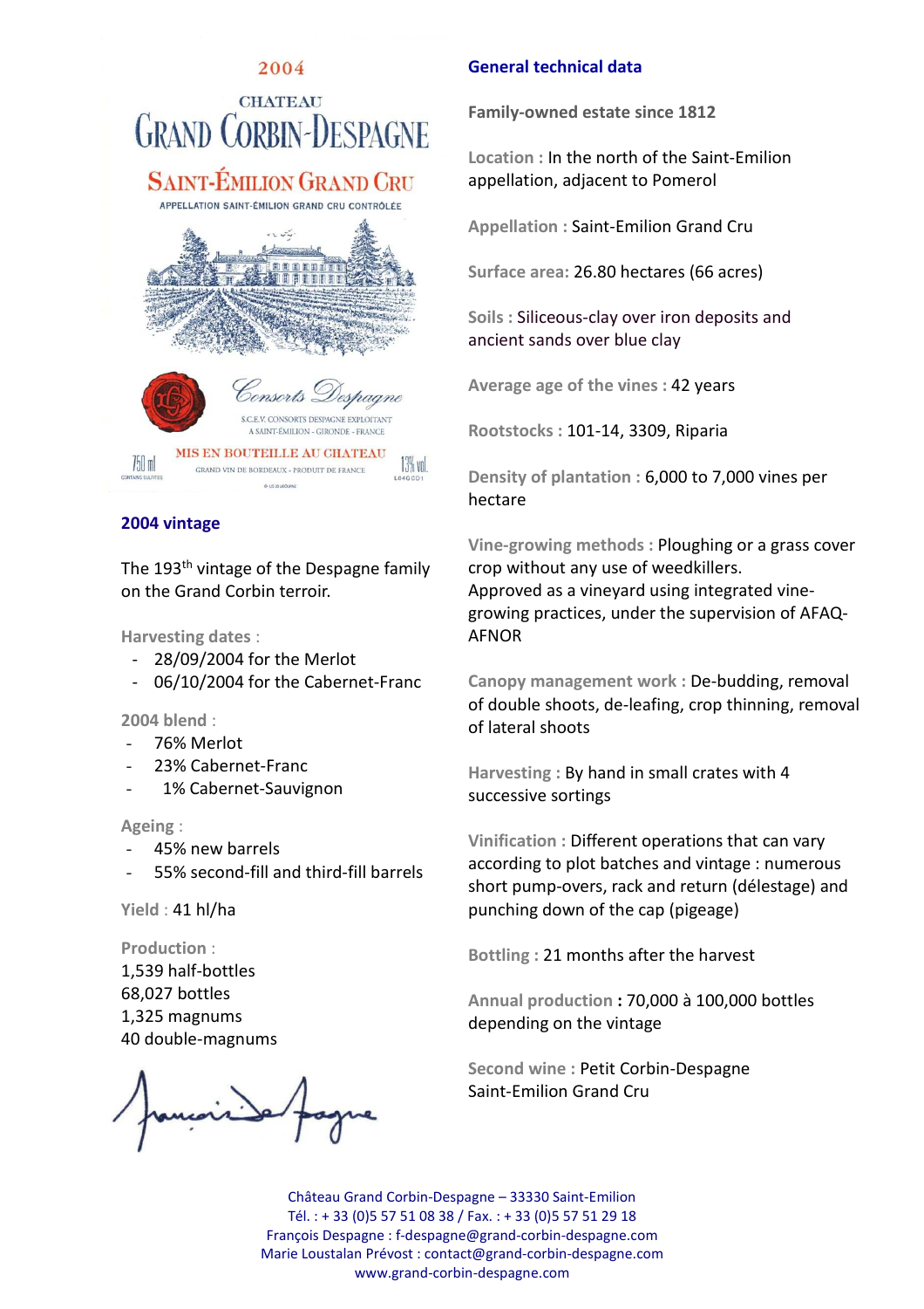2004

CHATEAU
GRAND CORBIN-DESPAGNE

SAINT-ÉMILION GRAND CRU

APPELLATION SAINT-ÉMILION GRAND CRU CONTRÔLÉE

Consorts Despagne

S.C.E.V. CONSORTS DESPAGNE EXPLOITANT
A SAINT-ÉMILION - GIRONDE - FRANCE

MIS EN BOUTEILLE AU CHATEAU

GRAND VIN DE BORDEAUX - PRODUIT DE FRANCE

750 ml CONTAINS SULFITES 13% vol. L04G001

## 2004 vintage

The 193th vintage of the Despagne family on the Grand Corbin terroir.

**Harvesting dates :**

- 28/09/2004 for the Merlot
- 06/10/2004 for the Cabernet-Franc

**2004 blend :**

- 76% Merlot
- 23% Cabernet-Franc
- 1% Cabernet-Sauvignon

**Ageing :**

- 45% new barrels
- 55% second-fill and third-fill barrels

**Yield** : 41 hl/ha

**Production** :
1,539 half-bottles
68,027 bottles
1,325 magnums
40 double-magnums

## General technical data

**Family-owned estate since 1812**

**Location :** In the north of the Saint-Emilion appellation, adjacent to Pomerol

**Appellation :** Saint-Emilion Grand Cru

**Surface area:** 26.80 hectares (66 acres)

**Soils :** Siliceous-clay over iron deposits and ancient sands over blue clay

**Average age of the vines :** 42 years

**Rootstocks :** 101-14, 3309, Riparia

**Density of plantation :** 6,000 to 7,000 vines per hectare

**Vine-growing methods :** Ploughing or a grass cover crop without any use of weedkillers.
Approved as a vineyard using integrated vine-growing practices, under the supervision of AFAQ-AFNOR

**Canopy management work :** De-budding, removal of double shoots, de-leafing, crop thinning, removal of lateral shoots

**Harvesting :** By hand in small crates with 4 successive sortings

**Vinification :** Different operations that can vary according to plot batches and vintage : numerous short pump-overs, rack and return (délestage) and punching down of the cap (pigeage)

**Bottling :** 21 months after the harvest

**Annual production :** 70,000 à 100,000 bottles depending on the vintage

**Second wine :** Petit Corbin-Despagne Saint-Emilion Grand Cru

Château Grand Corbin-Despagne – 33330 Saint-Emilion
Tél. : + 33 (0)5 57 51 08 38 / Fax. : + 33 (0)5 57 51 29 18
François Despagne : f-despagne@grand-corbin-despagne.com
Marie Loustalan Prévost : contact@grand-corbin-despagne.com
www.grand-corbin-despagne.com